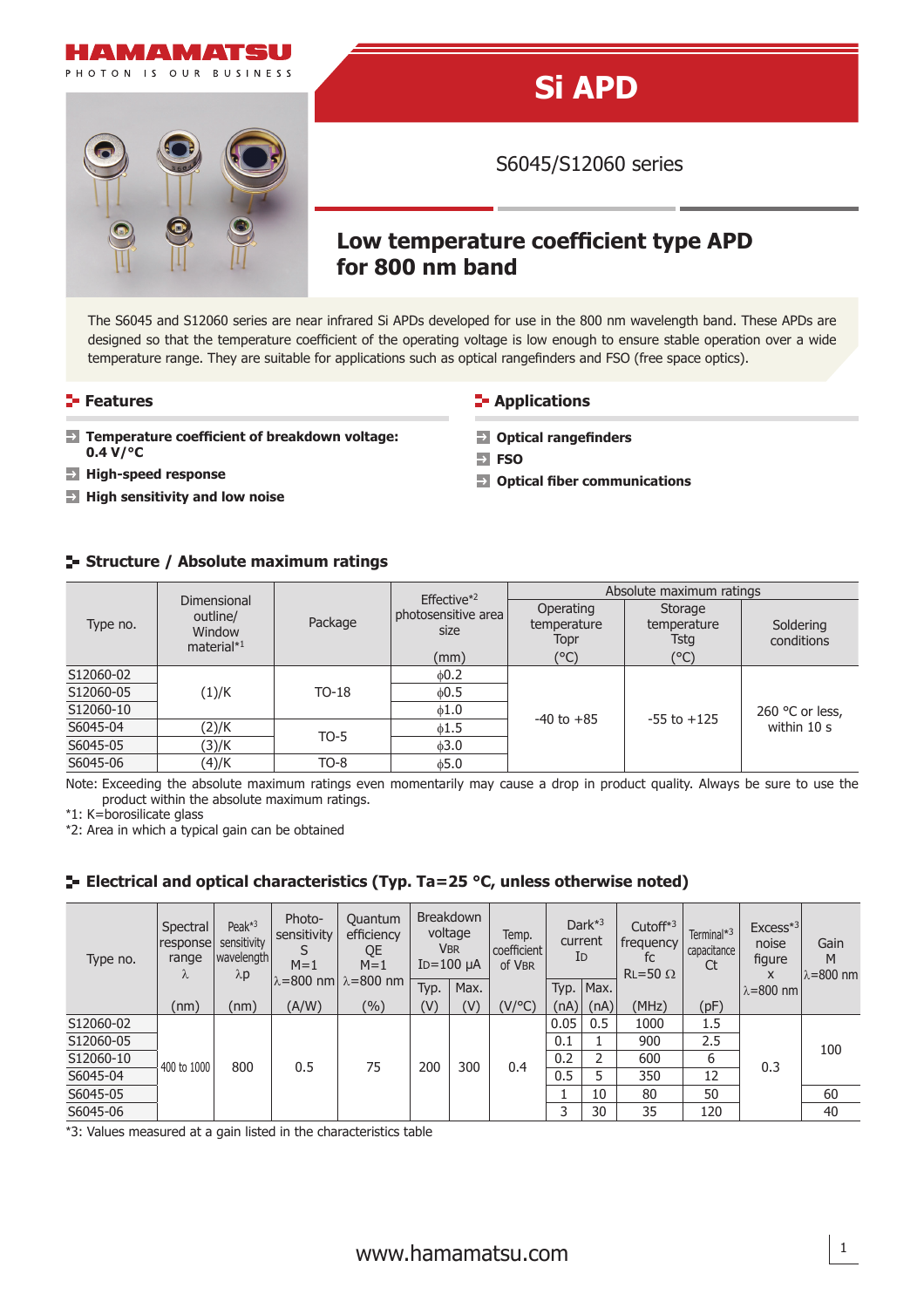HAMAMATSU

PHOTON IS OUR BUSINESS

# Si APD

S6045/S12060 series

## Low temperature coefficient type APD for 800 nm band

The S6045 and S12060 series are near infrared Si APDs developed for use in the 800 nm wavelength band. These APDs are designed so that the temperature coefficient of the operating voltage is low enough to ensure stable operation over a wide temperature range. They are suitable for applications such as optical rangefinders and FSO (free space optics).

### Features

- **Temperature coefficient of breakdown voltage: 0.4 V/°C**
- **High-speed response**
- **High sensitivity and low noise**

### Applications

- **Optical rangefinders**
- **FSO**
- **Optical fiber communications**

### Structure / Absolute maximum ratings

| Type no. | Dimensional outline/ Window material*1 | Package | Effective*2 photosensitive area size (mm) | Absolute maximum ratings | | |
|---|---|---|---|---|---|---|
| | | | | Operating temperature Topr (°C) | Storage temperature Tstg (°C) | Soldering conditions |
| S12060-02 | (1)/K | TO-18 | ϕ0.2 | -40 to +85 | -55 to +125 | 260 °C or less, within 10 s |
| S12060-05 | (1)/K | TO-18 | ϕ0.5 | -40 to +85 | -55 to +125 | 260 °C or less, within 10 s |
| S12060-10 | (1)/K | TO-18 | ϕ1.0 | -40 to +85 | -55 to +125 | 260 °C or less, within 10 s |
| S6045-04 | (2)/K | TO-5 | ϕ1.5 | -40 to +85 | -55 to +125 | 260 °C or less, within 10 s |
| S6045-05 | (3)/K | TO-5 | ϕ3.0 | -40 to +85 | -55 to +125 | 260 °C or less, within 10 s |
| S6045-06 | (4)/K | TO-8 | ϕ5.0 | -40 to +85 | -55 to +125 | 260 °C or less, within 10 s |

Note: Exceeding the absolute maximum ratings even momentarily may cause a drop in product quality. Always be sure to use the product within the absolute maximum ratings.

*1: K=borosilicate glass

*2: Area in which a typical gain can be obtained

### Electrical and optical characteristics (Typ. Ta=25 °C, unless otherwise noted)

| Type no. | Spectral response range λ (nm) | Peak*3 sensitivity wavelength λp (nm) | Photo-sensitivity S M=1 λ=800 nm (A/W) | Quantum efficiency QE M=1 λ=800 nm (%) | Breakdown voltage VBR ID=100 μA | | Temp. coefficient of VBR (V/°C) | Dark*3 current ID | | Cutoff*3 frequency fc RL=50 Ω (MHz) | Terminal*3 capacitance Ct (pF) | Excess*3 noise figure x λ=800 nm | Gain M λ=800 nm |
|---|---|---|---|---|---|---|---|---|---|---|---|---|---|
| | | | | | Typ. (V) | Max. (V) | | Typ. (nA) | Max. (nA) | | | | |
| S12060-02 | 400 to 1000 | 800 | 0.5 | 75 | 200 | 300 | 0.4 | 0.05 | 0.5 | 1000 | 1.5 | 0.3 | 100 |
| S12060-05 | 400 to 1000 | 800 | 0.5 | 75 | 200 | 300 | 0.4 | 0.1 | 1 | 900 | 2.5 | 0.3 | 100 |
| S12060-10 | 400 to 1000 | 800 | 0.5 | 75 | 200 | 300 | 0.4 | 0.2 | 2 | 600 | 6 | 0.3 | 100 |
| S6045-04 | 400 to 1000 | 800 | 0.5 | 75 | 200 | 300 | 0.4 | 0.5 | 5 | 350 | 12 | 0.3 | 100 |
| S6045-05 | 400 to 1000 | 800 | 0.5 | 75 | 200 | 300 | 0.4 | 1 | 10 | 80 | 50 | 0.3 | 60 |
| S6045-06 | 400 to 1000 | 800 | 0.5 | 75 | 200 | 300 | 0.4 | 3 | 30 | 35 | 120 | 0.3 | 40 |

*3: Values measured at a gain listed in the characteristics table

www.hamamatsu.com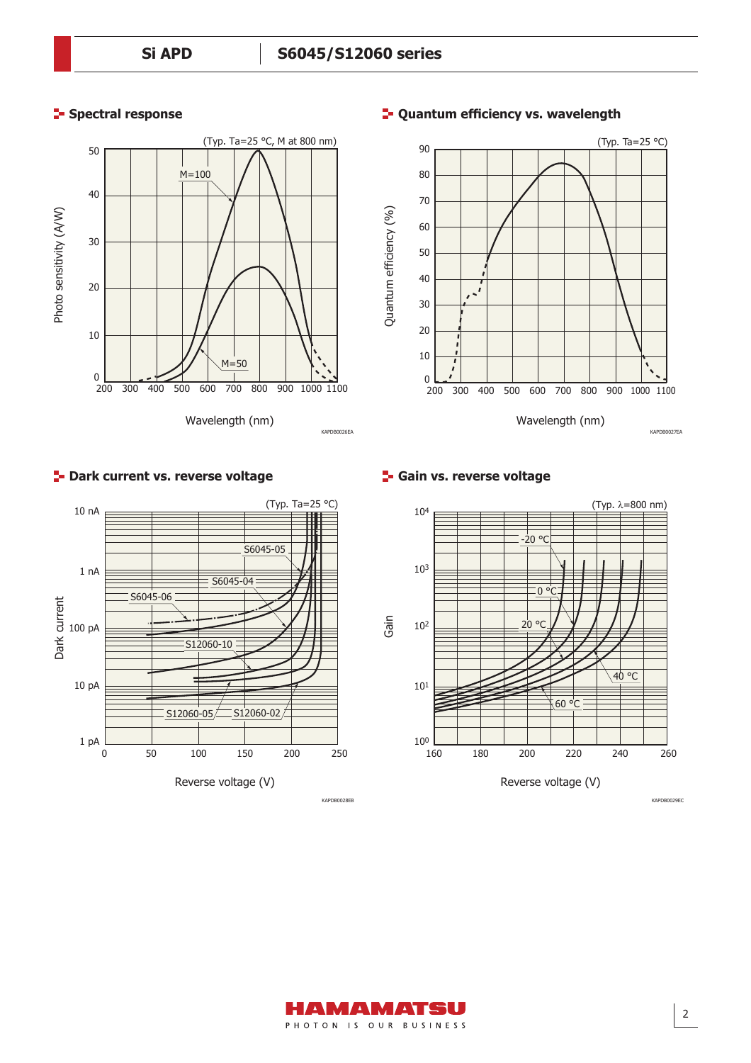## Spectral response

(Typ. Ta=25 °C, M at 800 nm)

Photo sensitivity (A/W)

M=100

M=50

Wavelength (nm)

KAPDB0026EA

## Quantum efficiency vs. wavelength

(Typ. Ta=25 °C)

Quantum efficiency (%)

Wavelength (nm)

KAPDB0027EA

## Dark current vs. reverse voltage

(Typ. Ta=25 °C)

Dark current

S6045-05

S6045-04

S6045-06

S12060-10

S12060-05

S12060-02

Reverse voltage (V)

KAPDB0028EB

## Gain vs. reverse voltage

(Typ. λ=800 nm)

Gain

-20 °C

0 °C

20 °C

40 °C

60 °C

Reverse voltage (V)

KAPDB0029EC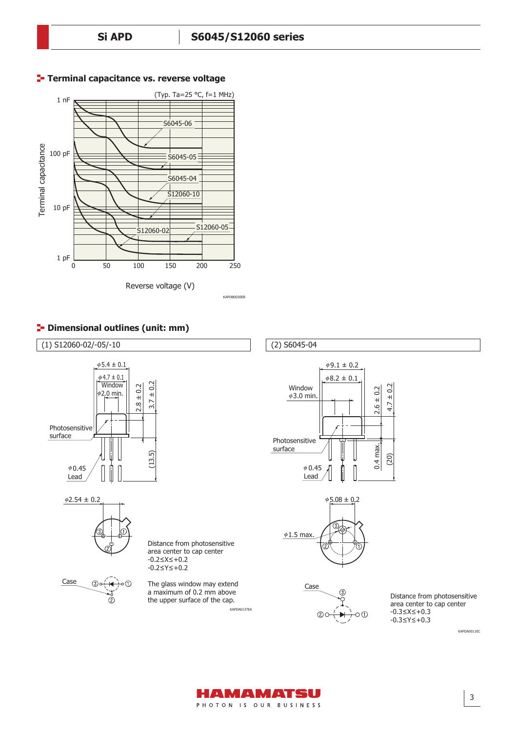## Terminal capacitance vs. reverse voltage

(Typ. Ta=25 °C, f=1 MHz)

Terminal capacitance: 1 nF, 100 pF, 10 pF, 1 pF

Reverse voltage (V): 0, 50, 100, 150, 200, 250

S6045-06, S6045-05, S6045-04, S12060-10, S12060-05, S12060-02

KAPDB0030EB

## Dimensional outlines (unit: mm)

### (1) S12060-02/-05/-10

ϕ5.4 ± 0.1

ϕ4.7 ± 0.1

Window ϕ2.0 min.

2.8 ± 0.2

3.7 ± 0.2

Photosensitive surface

(13.5)

ϕ0.45 Lead

ϕ2.54 ± 0.2

Case

Distance from photosensitive area center to cap center
-0.2≤X≤+0.2
-0.2≤Y≤+0.2

The glass window may extend a maximum of 0.2 mm above the upper surface of the cap.

KAPDA0137EA

### (2) S6045-04

ϕ9.1 ± 0.2

ϕ8.2 ± 0.1

Window ϕ3.0 min.

2.6 ± 0.2

4.7 ± 0.2

Photosensitive surface

0.4 max.

(20)

ϕ0.45 Lead

ϕ5.08 ± 0.2

ϕ1.5 max.

Case

Distance from photosensitive area center to cap center
-0.3≤X≤+0.3
-0.3≤Y≤+0.3

KAPDA0011EC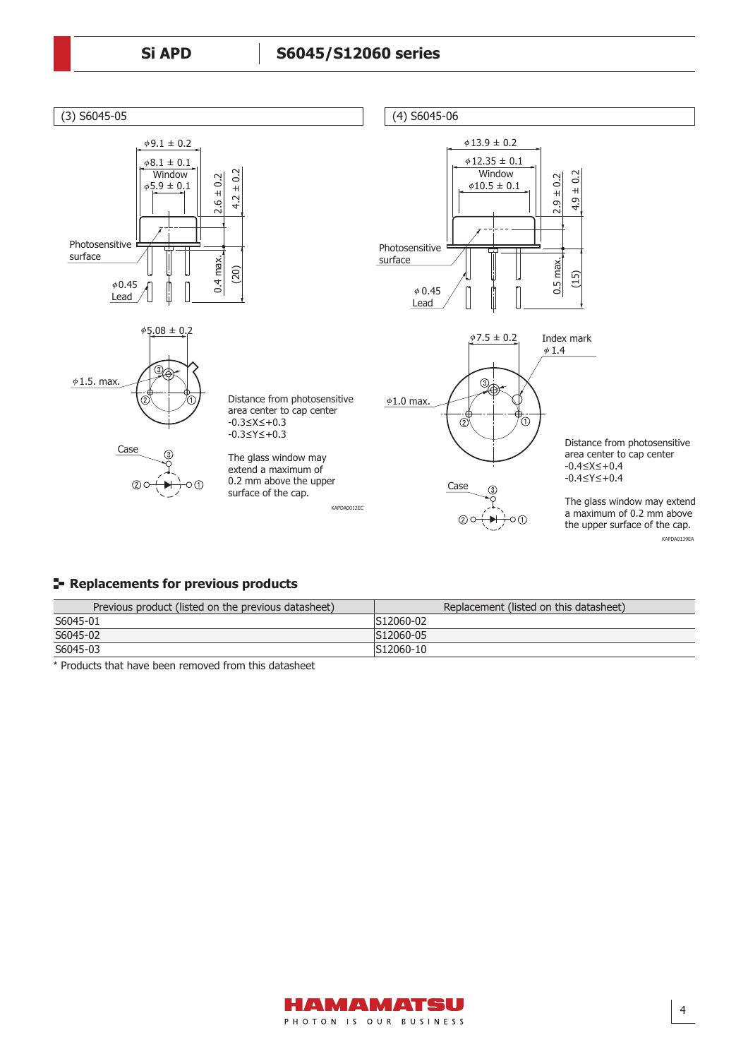(3) S6045-05

ϕ9.1 ± 0.2

ϕ8.1 ± 0.1

Window
ϕ5.9 ± 0.1

2.6 ± 0.2

4.2 ± 0.2

Photosensitive surface

0.4 max.

(20)

ϕ0.45
Lead

ϕ5.08 ± 0.2

ϕ1.5. max.

Distance from photosensitive area center to cap center
-0.3≤X≤+0.3
-0.3≤Y≤+0.3

Case

The glass window may extend a maximum of 0.2 mm above the upper surface of the cap.

KAPDA0012EC

(4) S6045-06

ϕ13.9 ± 0.2

ϕ12.35 ± 0.1

Window
ϕ10.5 ± 0.1

2.9 ± 0.2

4.9 ± 0.2

Photosensitive surface

0.5 max.

(15)

ϕ 0.45
Lead

ϕ7.5 ± 0.2

Index mark
ϕ 1.4

ϕ1.0 max.

Distance from photosensitive area center to cap center
-0.4≤X≤+0.4
-0.4≤Y≤+0.4

Case

The glass window may extend a maximum of 0.2 mm above the upper surface of the cap.

KAPDA0139EA

## Replacements for previous products

| Previous product (listed on the previous datasheet) | Replacement (listed on this datasheet) |
|---|---|
| S6045-01 | S12060-02 |
| S6045-02 | S12060-05 |
| S6045-03 | S12060-10 |

* Products that have been removed from this datasheet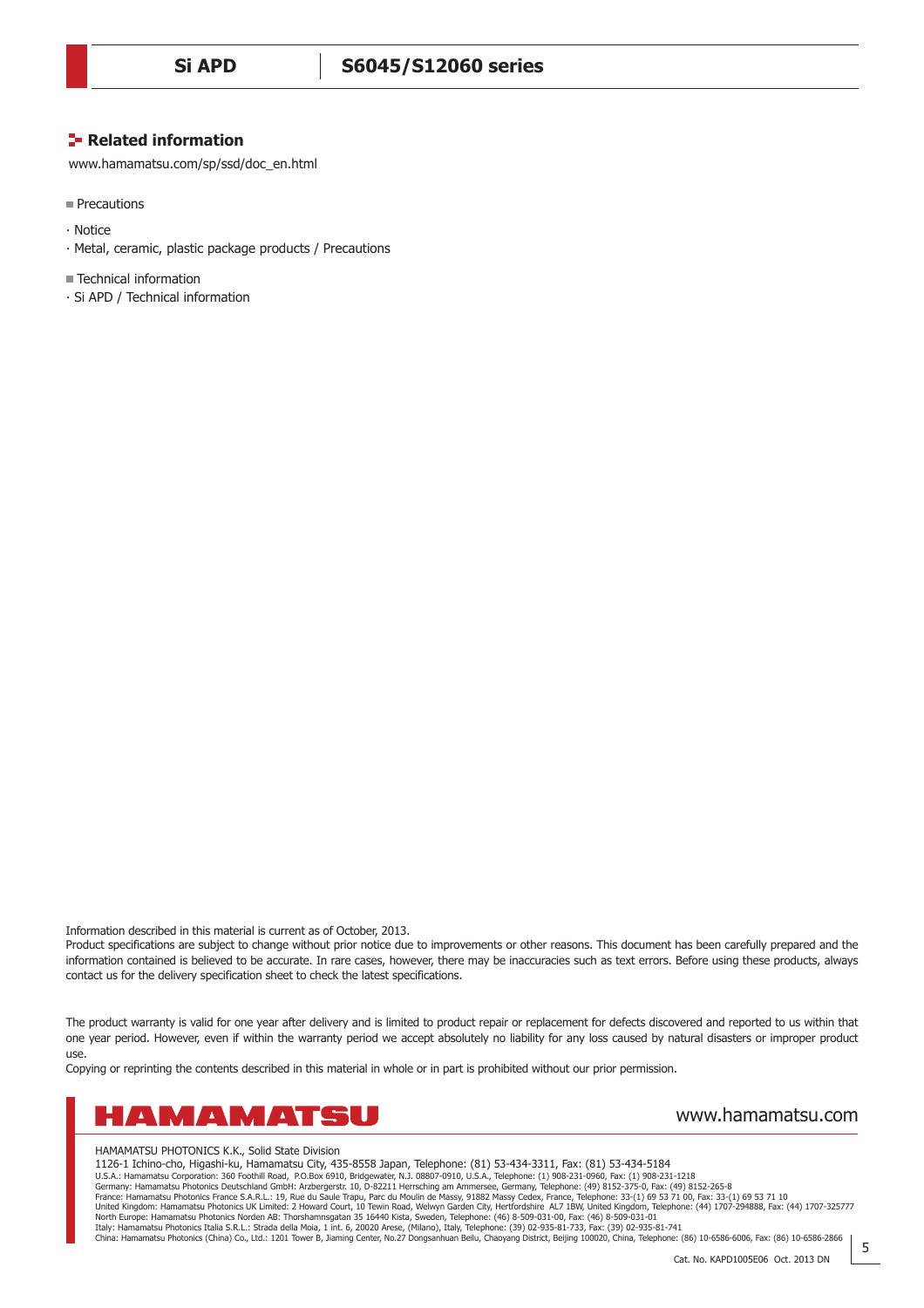## Related information

www.hamamatsu.com/sp/ssd/doc_en.html

- Precautions
  - · Notice
  - · Metal, ceramic, plastic package products / Precautions
- Technical information
  - · Si APD / Technical information

Information described in this material is current as of October, 2013.

Product specifications are subject to change without prior notice due to improvements or other reasons. This document has been carefully prepared and the information contained is believed to be accurate. In rare cases, however, there may be inaccuracies such as text errors. Before using these products, always contact us for the delivery specification sheet to check the latest specifications.

The product warranty is valid for one year after delivery and is limited to product repair or replacement for defects discovered and reported to us within that one year period. However, even if within the warranty period we accept absolutely no liability for any loss caused by natural disasters or improper product use.

Copying or reprinting the contents described in this material in whole or in part is prohibited without our prior permission.

**HAMAMATSU**

www.hamamatsu.com

HAMAMATSU PHOTONICS K.K., Solid State Division

1126-1 Ichino-cho, Higashi-ku, Hamamatsu City, 435-8558 Japan, Telephone: (81) 53-434-3311, Fax: (81) 53-434-5184

U.S.A.: Hamamatsu Corporation: 360 Foothill Road, P.O.Box 6910, Bridgewater, N.J. 08807-0910, U.S.A., Telephone: (1) 908-231-0960, Fax: (1) 908-231-1218

Germany: Hamamatsu Photonics Deutschland GmbH: Arzbergerstr. 10, D-82211 Herrsching am Ammersee, Germany, Telephone: (49) 8152-375-0, Fax: (49) 8152-265-8

France: Hamamatsu Photonics France S.A.R.L.: 19, Rue du Saule Trapu, Parc du Moulin de Massy, 91882 Massy Cedex, France, Telephone: 33-(1) 69 53 71 00, Fax: 33-(1) 69 53 71 10

United Kingdom: Hamamatsu Photonics UK Limited: 2 Howard Court, 10 Tewin Road, Welwyn Garden City, Hertfordshire AL7 1BW, United Kingdom, Telephone: (44) 1707-294888, Fax: (44) 1707-325777

North Europe: Hamamatsu Photonics Norden AB: Thorshamnsgatan 35 16440 Kista, Sweden, Telephone: (46) 8-509-031-00, Fax: (46) 8-509-031-01

Italy: Hamamatsu Photonics Italia S.R.L.: Strada della Moia, 1 int. 6, 20020 Arese, (Milano), Italy, Telephone: (39) 02-935-81-733, Fax: (39) 02-935-81-741

China: Hamamatsu Photonics (China) Co., Ltd.: 1201 Tower B, Jiaming Center, No.27 Dongsanhuan Beilu, Chaoyang District, Beijing 100020, China, Telephone: (86) 10-6586-6006, Fax: (86) 10-6586-2866

Cat. No. KAPD1005E06 Oct. 2013 DN